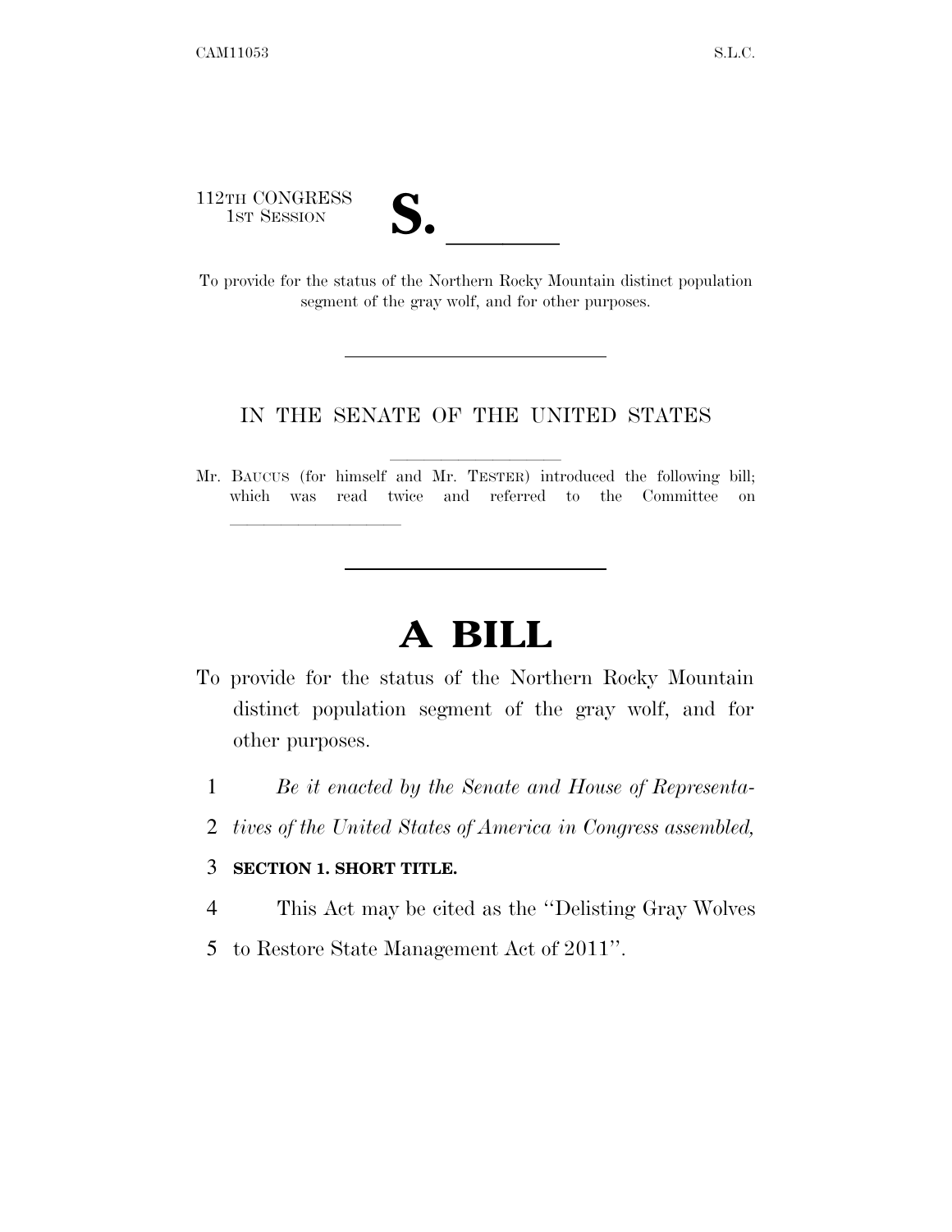112TH CONGRESS
1ST SESSION

# S. \_\_\_\_\_\_

To provide for the status of the Northern Rocky Mountain distinct population segment of the gray wolf, and for other purposes.

---

IN THE SENATE OF THE UNITED STATES

Mr. BAUCUS (for himself and Mr. TESTER) introduced the following bill; which was read twice and referred to the Committee on \_\_\_\_\_\_\_\_\_\_\_\_\_\_\_\_

---

# A BILL

To provide for the status of the Northern Rocky Mountain distinct population segment of the gray wolf, and for other purposes.

1 *Be it enacted by the Senate and House of Representa-*
2 *tives of the United States of America in Congress assembled,*

3 **SECTION 1. SHORT TITLE.**

4 This Act may be cited as the ''Delisting Gray Wolves
5 to Restore State Management Act of 2011''.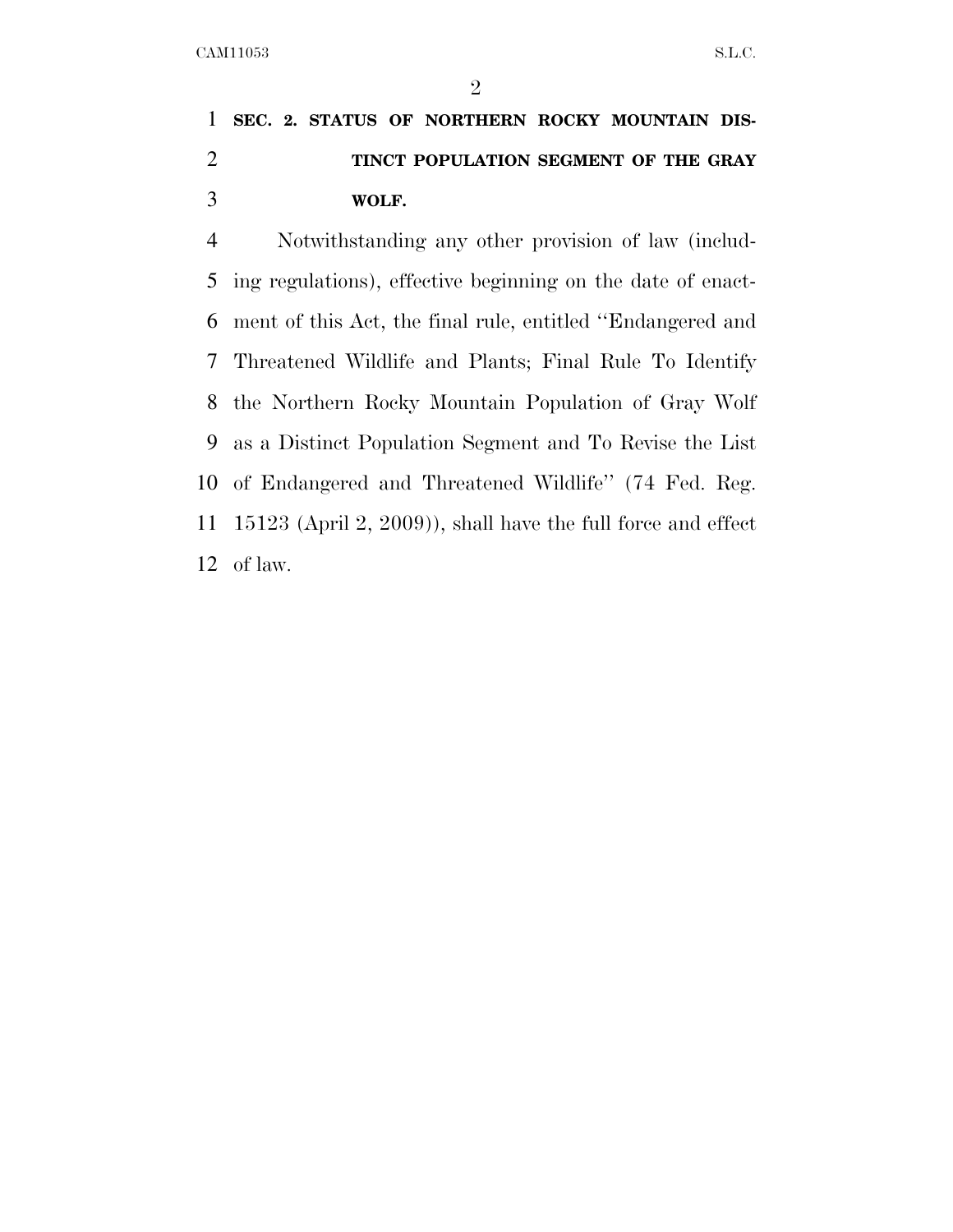**SEC. 2. STATUS OF NORTHERN ROCKY MOUNTAIN DISTINCT POPULATION SEGMENT OF THE GRAY WOLF.**

Notwithstanding any other provision of law (including regulations), effective beginning on the date of enactment of this Act, the final rule, entitled ''Endangered and Threatened Wildlife and Plants; Final Rule To Identify the Northern Rocky Mountain Population of Gray Wolf as a Distinct Population Segment and To Revise the List of Endangered and Threatened Wildlife'' (74 Fed. Reg. 15123 (April 2, 2009)), shall have the full force and effect of law.